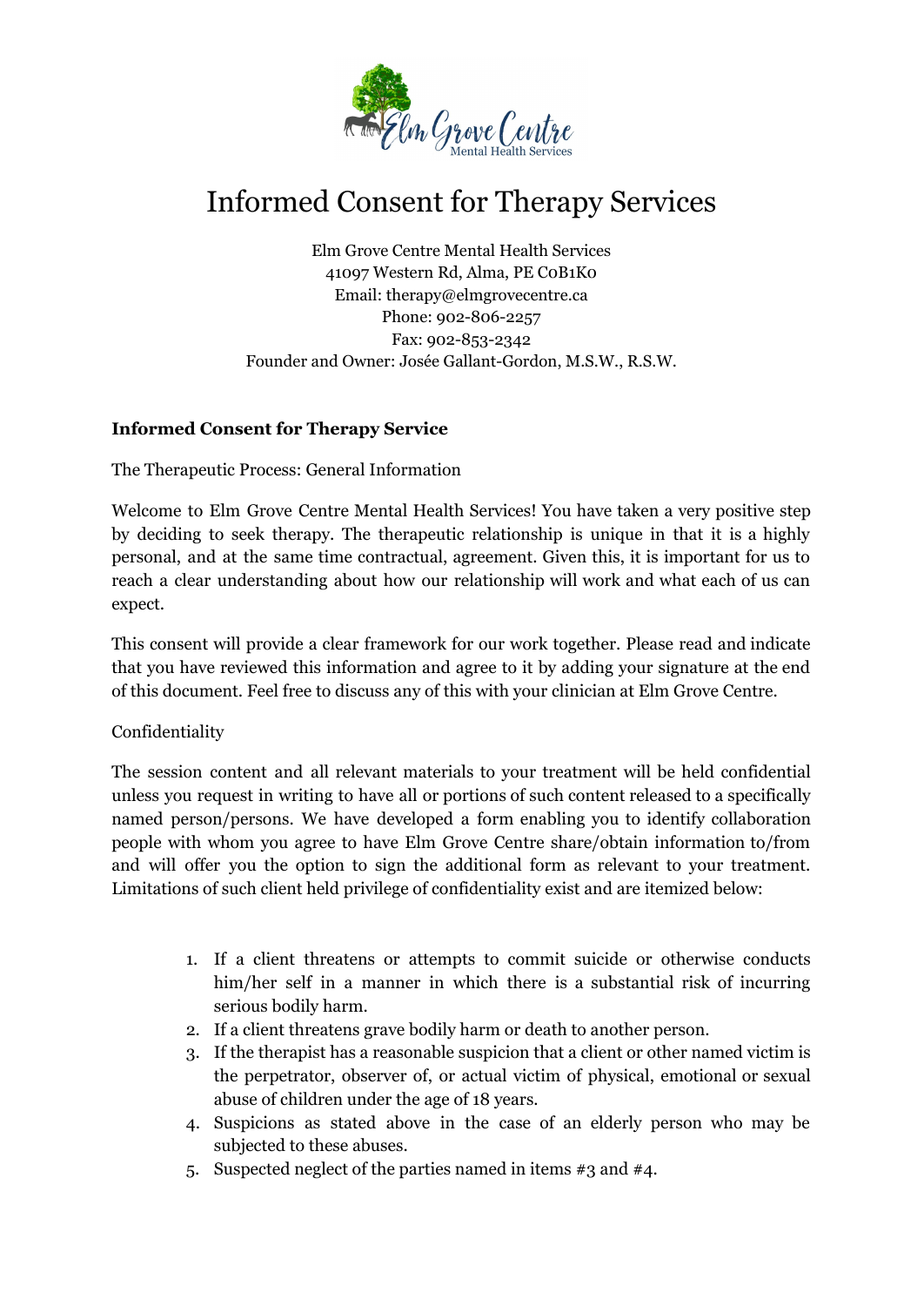# Informed Consent for Therapy Services

Elm Grove Centre Mental Health Services
41097 Western Rd, Alma, PE C0B1K0
Email: therapy@elmgrovecentre.ca
Phone: 902-806-2257
Fax: 902-853-2342
Founder and Owner: Josée Gallant-Gordon, M.S.W., R.S.W.

**Informed Consent for Therapy Service**

The Therapeutic Process: General Information

Welcome to Elm Grove Centre Mental Health Services! You have taken a very positive step by deciding to seek therapy. The therapeutic relationship is unique in that it is a highly personal, and at the same time contractual, agreement. Given this, it is important for us to reach a clear understanding about how our relationship will work and what each of us can expect.

This consent will provide a clear framework for our work together. Please read and indicate that you have reviewed this information and agree to it by adding your signature at the end of this document. Feel free to discuss any of this with your clinician at Elm Grove Centre.

Confidentiality

The session content and all relevant materials to your treatment will be held confidential unless you request in writing to have all or portions of such content released to a specifically named person/persons. We have developed a form enabling you to identify collaboration people with whom you agree to have Elm Grove Centre share/obtain information to/from and will offer you the option to sign the additional form as relevant to your treatment. Limitations of such client held privilege of confidentiality exist and are itemized below:

1. If a client threatens or attempts to commit suicide or otherwise conducts him/her self in a manner in which there is a substantial risk of incurring serious bodily harm.
2. If a client threatens grave bodily harm or death to another person.
3. If the therapist has a reasonable suspicion that a client or other named victim is the perpetrator, observer of, or actual victim of physical, emotional or sexual abuse of children under the age of 18 years.
4. Suspicions as stated above in the case of an elderly person who may be subjected to these abuses.
5. Suspected neglect of the parties named in items #3 and #4.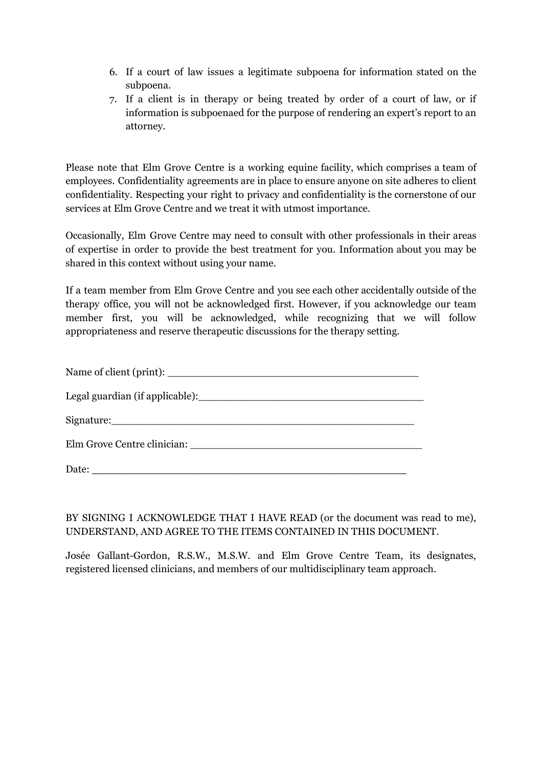6. If a court of law issues a legitimate subpoena for information stated on the subpoena.
7. If a client is in therapy or being treated by order of a court of law, or if information is subpoenaed for the purpose of rendering an expert's report to an attorney.

Please note that Elm Grove Centre is a working equine facility, which comprises a team of employees. Confidentiality agreements are in place to ensure anyone on site adheres to client confidentiality. Respecting your right to privacy and confidentiality is the cornerstone of our services at Elm Grove Centre and we treat it with utmost importance.

Occasionally, Elm Grove Centre may need to consult with other professionals in their areas of expertise in order to provide the best treatment for you. Information about you may be shared in this context without using your name.

If a team member from Elm Grove Centre and you see each other accidentally outside of the therapy office, you will not be acknowledged first. However, if you acknowledge our team member first, you will be acknowledged, while recognizing that we will follow appropriateness and reserve therapeutic discussions for the therapy setting.

Name of client (print): ________________________________________

Legal guardian (if applicable):____________________________________

Signature:__________________________________________________

Elm Grove Centre clinician: _____________________________________

Date: _____________________________________________________

BY SIGNING I ACKNOWLEDGE THAT I HAVE READ (or the document was read to me), UNDERSTAND, AND AGREE TO THE ITEMS CONTAINED IN THIS DOCUMENT.

Josée Gallant-Gordon, R.S.W., M.S.W. and Elm Grove Centre Team, its designates, registered licensed clinicians, and members of our multidisciplinary team approach.